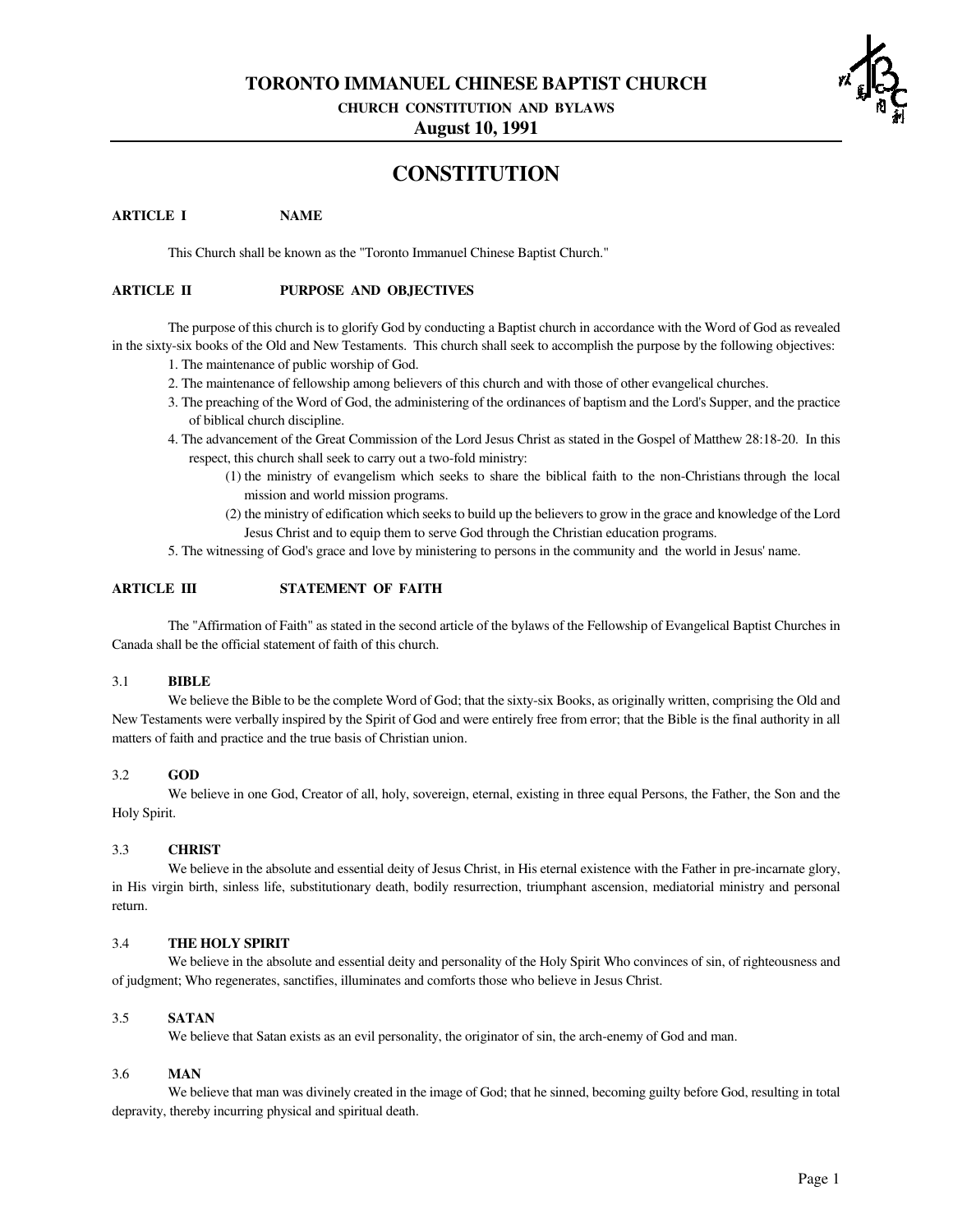# TORONTO IMMANUEL CHINESE BAPTIST CHURCH

**CHURCH CONSTITUTION AND BYLAWS**

**August 10, 1991**

## CONSTITUTION

### ARTICLE I NAME

This Church shall be known as the "Toronto Immanuel Chinese Baptist Church."

### ARTICLE II PURPOSE AND OBJECTIVES

The purpose of this church is to glorify God by conducting a Baptist church in accordance with the Word of God as revealed in the sixty-six books of the Old and New Testaments. This church shall seek to accomplish the purpose by the following objectives:

1. The maintenance of public worship of God.
2. The maintenance of fellowship among believers of this church and with those of other evangelical churches.
3. The preaching of the Word of God, the administering of the ordinances of baptism and the Lord's Supper, and the practice of biblical church discipline.
4. The advancement of the Great Commission of the Lord Jesus Christ as stated in the Gospel of Matthew 28:18-20. In this respect, this church shall seek to carry out a two-fold ministry:
   (1) the ministry of evangelism which seeks to share the biblical faith to the non-Christians through the local mission and world mission programs.
   (2) the ministry of edification which seeks to build up the believers to grow in the grace and knowledge of the Lord Jesus Christ and to equip them to serve God through the Christian education programs.
5. The witnessing of God's grace and love by ministering to persons in the community and the world in Jesus' name.

### ARTICLE III STATEMENT OF FAITH

The "Affirmation of Faith" as stated in the second article of the bylaws of the Fellowship of Evangelical Baptist Churches in Canada shall be the official statement of faith of this church.

#### 3.1 BIBLE

We believe the Bible to be the complete Word of God; that the sixty-six Books, as originally written, comprising the Old and New Testaments were verbally inspired by the Spirit of God and were entirely free from error; that the Bible is the final authority in all matters of faith and practice and the true basis of Christian union.

#### 3.2 GOD

We believe in one God, Creator of all, holy, sovereign, eternal, existing in three equal Persons, the Father, the Son and the Holy Spirit.

#### 3.3 CHRIST

We believe in the absolute and essential deity of Jesus Christ, in His eternal existence with the Father in pre-incarnate glory, in His virgin birth, sinless life, substitutionary death, bodily resurrection, triumphant ascension, mediatorial ministry and personal return.

#### 3.4 THE HOLY SPIRIT

We believe in the absolute and essential deity and personality of the Holy Spirit Who convinces of sin, of righteousness and of judgment; Who regenerates, sanctifies, illuminates and comforts those who believe in Jesus Christ.

#### 3.5 SATAN

We believe that Satan exists as an evil personality, the originator of sin, the arch-enemy of God and man.

#### 3.6 MAN

We believe that man was divinely created in the image of God; that he sinned, becoming guilty before God, resulting in total depravity, thereby incurring physical and spiritual death.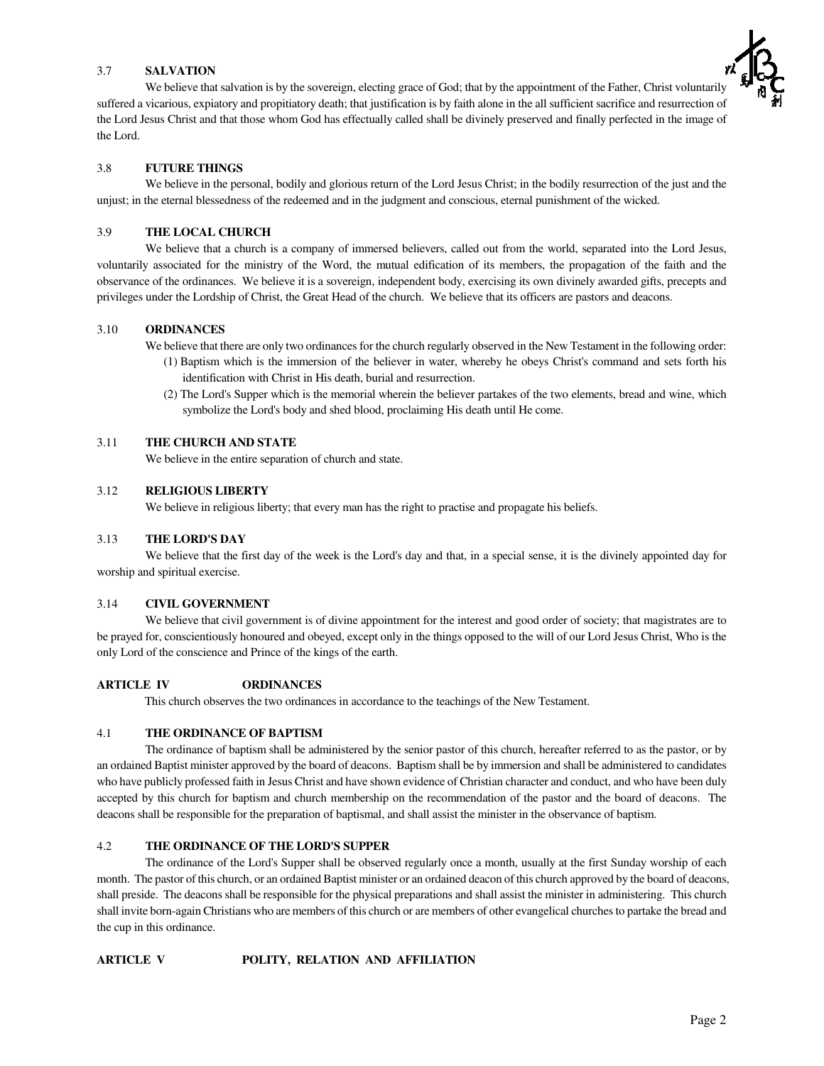### 3.7 SALVATION

We believe that salvation is by the sovereign, electing grace of God; that by the appointment of the Father, Christ voluntarily suffered a vicarious, expiatory and propitiatory death; that justification is by faith alone in the all sufficient sacrifice and resurrection of the Lord Jesus Christ and that those whom God has effectually called shall be divinely preserved and finally perfected in the image of the Lord.

### 3.8 FUTURE THINGS

We believe in the personal, bodily and glorious return of the Lord Jesus Christ; in the bodily resurrection of the just and the unjust; in the eternal blessedness of the redeemed and in the judgment and conscious, eternal punishment of the wicked.

### 3.9 THE LOCAL CHURCH

We believe that a church is a company of immersed believers, called out from the world, separated into the Lord Jesus, voluntarily associated for the ministry of the Word, the mutual edification of its members, the propagation of the faith and the observance of the ordinances. We believe it is a sovereign, independent body, exercising its own divinely awarded gifts, precepts and privileges under the Lordship of Christ, the Great Head of the church. We believe that its officers are pastors and deacons.

### 3.10 ORDINANCES

We believe that there are only two ordinances for the church regularly observed in the New Testament in the following order:

(1) Baptism which is the immersion of the believer in water, whereby he obeys Christ's command and sets forth his identification with Christ in His death, burial and resurrection.

(2) The Lord's Supper which is the memorial wherein the believer partakes of the two elements, bread and wine, which symbolize the Lord's body and shed blood, proclaiming His death until He come.

### 3.11 THE CHURCH AND STATE

We believe in the entire separation of church and state.

### 3.12 RELIGIOUS LIBERTY

We believe in religious liberty; that every man has the right to practise and propagate his beliefs.

### 3.13 THE LORD'S DAY

We believe that the first day of the week is the Lord's day and that, in a special sense, it is the divinely appointed day for worship and spiritual exercise.

### 3.14 CIVIL GOVERNMENT

We believe that civil government is of divine appointment for the interest and good order of society; that magistrates are to be prayed for, conscientiously honoured and obeyed, except only in the things opposed to the will of our Lord Jesus Christ, Who is the only Lord of the conscience and Prince of the kings of the earth.

## ARTICLE IV ORDINANCES

This church observes the two ordinances in accordance to the teachings of the New Testament.

### 4.1 THE ORDINANCE OF BAPTISM

The ordinance of baptism shall be administered by the senior pastor of this church, hereafter referred to as the pastor, or by an ordained Baptist minister approved by the board of deacons. Baptism shall be by immersion and shall be administered to candidates who have publicly professed faith in Jesus Christ and have shown evidence of Christian character and conduct, and who have been duly accepted by this church for baptism and church membership on the recommendation of the pastor and the board of deacons. The deacons shall be responsible for the preparation of baptismal, and shall assist the minister in the observance of baptism.

### 4.2 THE ORDINANCE OF THE LORD'S SUPPER

The ordinance of the Lord's Supper shall be observed regularly once a month, usually at the first Sunday worship of each month. The pastor of this church, or an ordained Baptist minister or an ordained deacon of this church approved by the board of deacons, shall preside. The deacons shall be responsible for the physical preparations and shall assist the minister in administering. This church shall invite born-again Christians who are members of this church or are members of other evangelical churches to partake the bread and the cup in this ordinance.

## ARTICLE V POLITY, RELATION AND AFFILIATION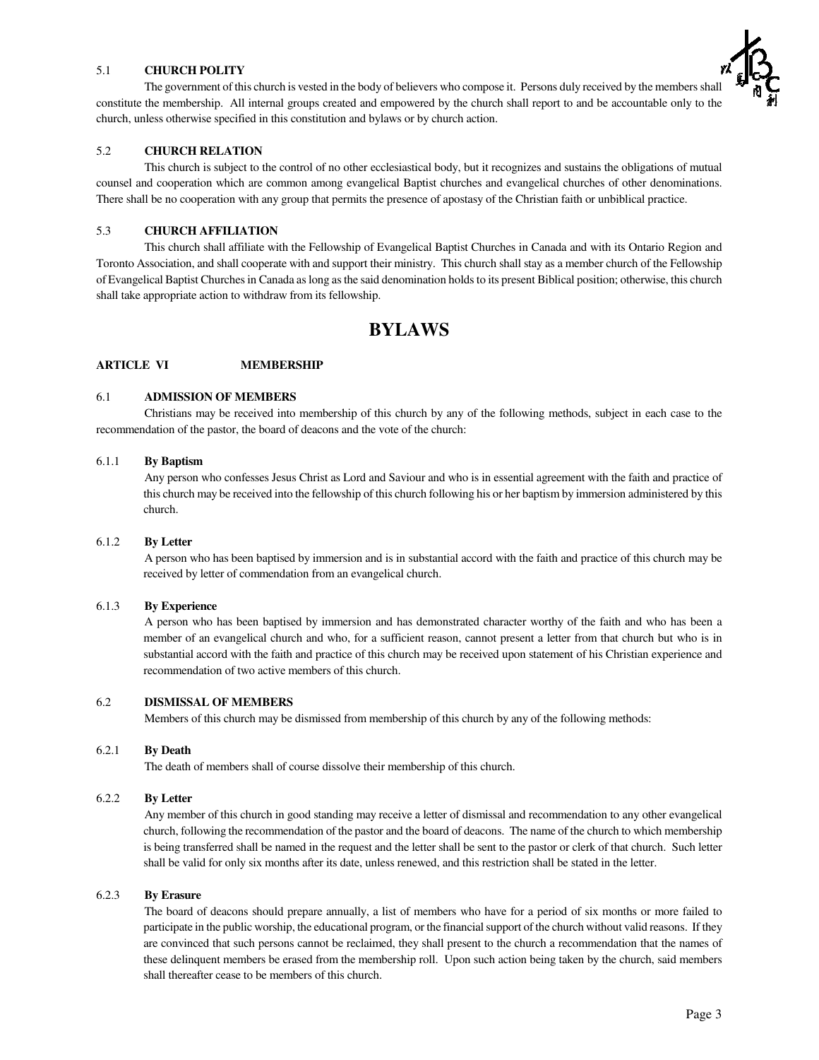### 5.1 CHURCH POLITY

The government of this church is vested in the body of believers who compose it. Persons duly received by the members shall constitute the membership. All internal groups created and empowered by the church shall report to and be accountable only to the church, unless otherwise specified in this constitution and bylaws or by church action.

### 5.2 CHURCH RELATION

This church is subject to the control of no other ecclesiastical body, but it recognizes and sustains the obligations of mutual counsel and cooperation which are common among evangelical Baptist churches and evangelical churches of other denominations. There shall be no cooperation with any group that permits the presence of apostasy of the Christian faith or unbiblical practice.

### 5.3 CHURCH AFFILIATION

This church shall affiliate with the Fellowship of Evangelical Baptist Churches in Canada and with its Ontario Region and Toronto Association, and shall cooperate with and support their ministry. This church shall stay as a member church of the Fellowship of Evangelical Baptist Churches in Canada as long as the said denomination holds to its present Biblical position; otherwise, this church shall take appropriate action to withdraw from its fellowship.

# BYLAWS

## ARTICLE VI MEMBERSHIP

### 6.1 ADMISSION OF MEMBERS

Christians may be received into membership of this church by any of the following methods, subject in each case to the recommendation of the pastor, the board of deacons and the vote of the church:

#### 6.1.1 By Baptism

Any person who confesses Jesus Christ as Lord and Saviour and who is in essential agreement with the faith and practice of this church may be received into the fellowship of this church following his or her baptism by immersion administered by this church.

#### 6.1.2 By Letter

A person who has been baptised by immersion and is in substantial accord with the faith and practice of this church may be received by letter of commendation from an evangelical church.

#### 6.1.3 By Experience

A person who has been baptised by immersion and has demonstrated character worthy of the faith and who has been a member of an evangelical church and who, for a sufficient reason, cannot present a letter from that church but who is in substantial accord with the faith and practice of this church may be received upon statement of his Christian experience and recommendation of two active members of this church.

### 6.2 DISMISSAL OF MEMBERS

Members of this church may be dismissed from membership of this church by any of the following methods:

#### 6.2.1 By Death

The death of members shall of course dissolve their membership of this church.

#### 6.2.2 By Letter

Any member of this church in good standing may receive a letter of dismissal and recommendation to any other evangelical church, following the recommendation of the pastor and the board of deacons. The name of the church to which membership is being transferred shall be named in the request and the letter shall be sent to the pastor or clerk of that church. Such letter shall be valid for only six months after its date, unless renewed, and this restriction shall be stated in the letter.

#### 6.2.3 By Erasure

The board of deacons should prepare annually, a list of members who have for a period of six months or more failed to participate in the public worship, the educational program, or the financial support of the church without valid reasons. If they are convinced that such persons cannot be reclaimed, they shall present to the church a recommendation that the names of these delinquent members be erased from the membership roll. Upon such action being taken by the church, said members shall thereafter cease to be members of this church.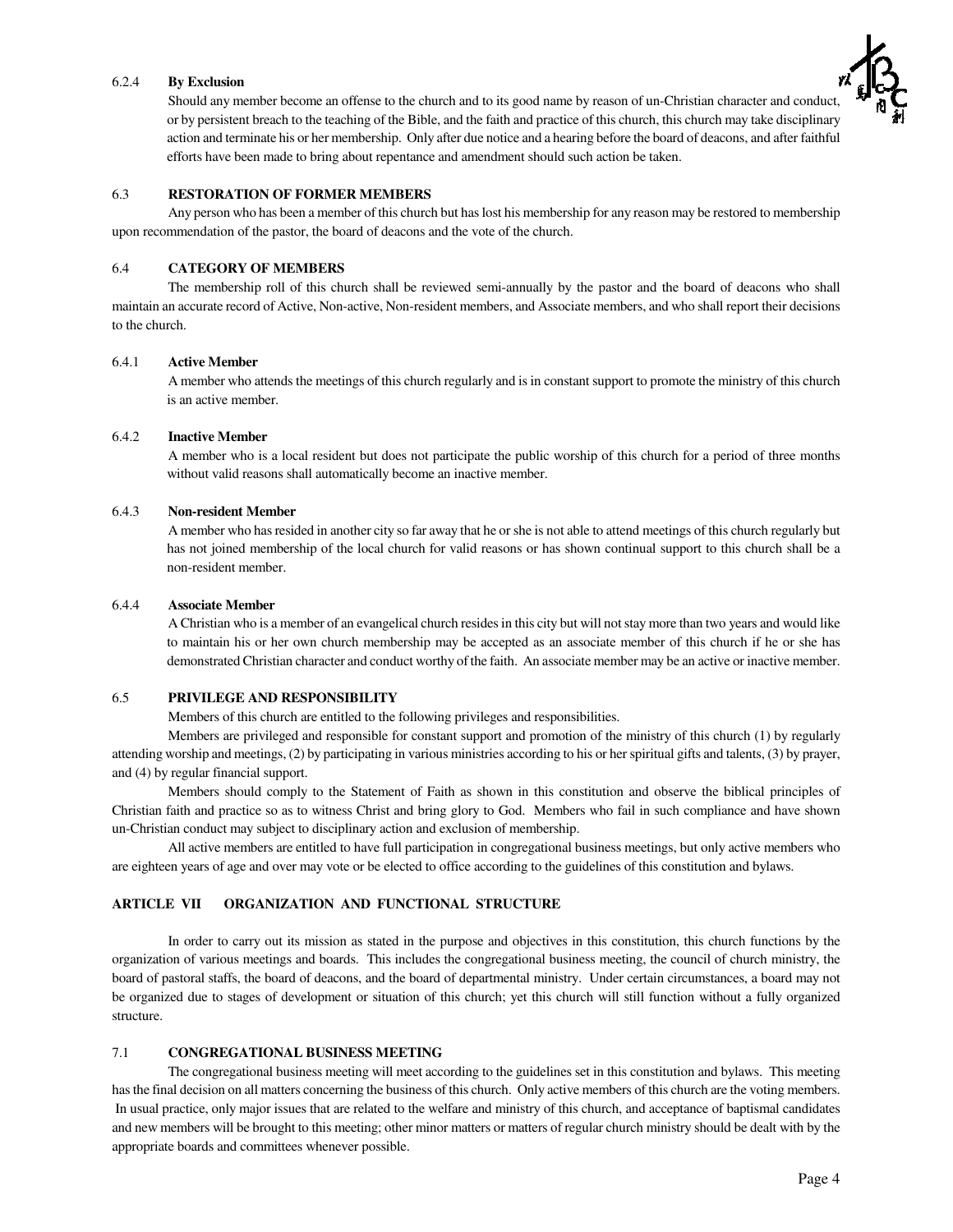6.2.4 **By Exclusion**

Should any member become an offense to the church and to its good name by reason of un-Christian character and conduct, or by persistent breach to the teaching of the Bible, and the faith and practice of this church, this church may take disciplinary action and terminate his or her membership. Only after due notice and a hearing before the board of deacons, and after faithful efforts have been made to bring about repentance and amendment should such action be taken.

### 6.3 RESTORATION OF FORMER MEMBERS

Any person who has been a member of this church but has lost his membership for any reason may be restored to membership upon recommendation of the pastor, the board of deacons and the vote of the church.

### 6.4 CATEGORY OF MEMBERS

The membership roll of this church shall be reviewed semi-annually by the pastor and the board of deacons who shall maintain an accurate record of Active, Non-active, Non-resident members, and Associate members, and who shall report their decisions to the church.

6.4.1 **Active Member**

A member who attends the meetings of this church regularly and is in constant support to promote the ministry of this church is an active member.

6.4.2 **Inactive Member**

A member who is a local resident but does not participate the public worship of this church for a period of three months without valid reasons shall automatically become an inactive member.

6.4.3 **Non-resident Member**

A member who has resided in another city so far away that he or she is not able to attend meetings of this church regularly but has not joined membership of the local church for valid reasons or has shown continual support to this church shall be a non-resident member.

6.4.4 **Associate Member**

A Christian who is a member of an evangelical church resides in this city but will not stay more than two years and would like to maintain his or her own church membership may be accepted as an associate member of this church if he or she has demonstrated Christian character and conduct worthy of the faith. An associate member may be an active or inactive member.

### 6.5 PRIVILEGE AND RESPONSIBILITY

Members of this church are entitled to the following privileges and responsibilities.

Members are privileged and responsible for constant support and promotion of the ministry of this church (1) by regularly attending worship and meetings, (2) by participating in various ministries according to his or her spiritual gifts and talents, (3) by prayer, and (4) by regular financial support.

Members should comply to the Statement of Faith as shown in this constitution and observe the biblical principles of Christian faith and practice so as to witness Christ and bring glory to God. Members who fail in such compliance and have shown un-Christian conduct may subject to disciplinary action and exclusion of membership.

All active members are entitled to have full participation in congregational business meetings, but only active members who are eighteen years of age and over may vote or be elected to office according to the guidelines of this constitution and bylaws.

## ARTICLE VII ORGANIZATION AND FUNCTIONAL STRUCTURE

In order to carry out its mission as stated in the purpose and objectives in this constitution, this church functions by the organization of various meetings and boards. This includes the congregational business meeting, the council of church ministry, the board of pastoral staffs, the board of deacons, and the board of departmental ministry. Under certain circumstances, a board may not be organized due to stages of development or situation of this church; yet this church will still function without a fully organized structure.

### 7.1 CONGREGATIONAL BUSINESS MEETING

The congregational business meeting will meet according to the guidelines set in this constitution and bylaws. This meeting has the final decision on all matters concerning the business of this church. Only active members of this church are the voting members. In usual practice, only major issues that are related to the welfare and ministry of this church, and acceptance of baptismal candidates and new members will be brought to this meeting; other minor matters or matters of regular church ministry should be dealt with by the appropriate boards and committees whenever possible.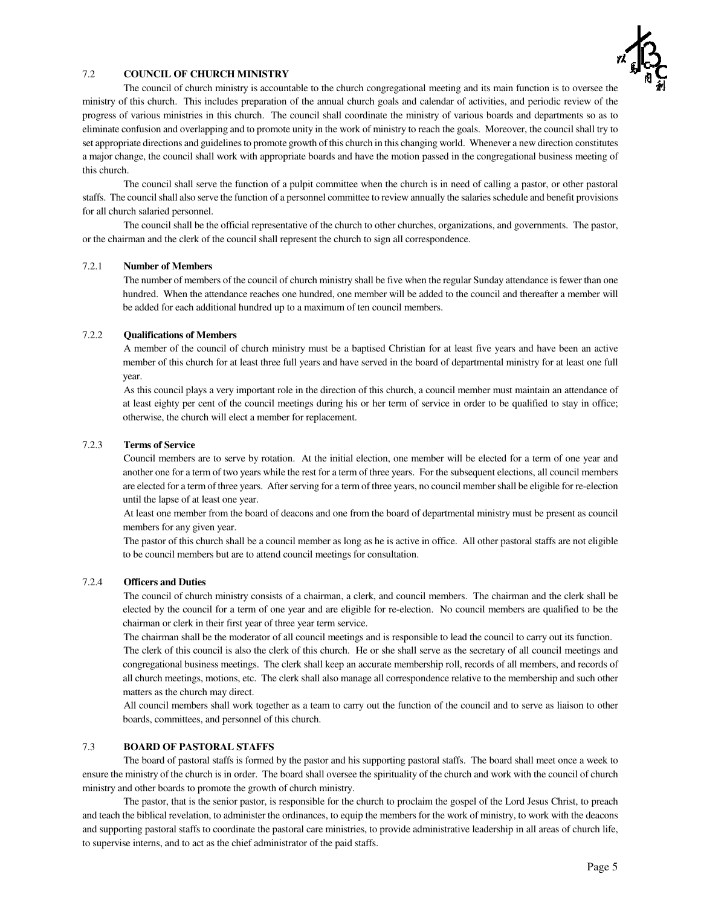### 7.2 COUNCIL OF CHURCH MINISTRY

The council of church ministry is accountable to the church congregational meeting and its main function is to oversee the ministry of this church. This includes preparation of the annual church goals and calendar of activities, and periodic review of the progress of various ministries in this church. The council shall coordinate the ministry of various boards and departments so as to eliminate confusion and overlapping and to promote unity in the work of ministry to reach the goals. Moreover, the council shall try to set appropriate directions and guidelines to promote growth of this church in this changing world. Whenever a new direction constitutes a major change, the council shall work with appropriate boards and have the motion passed in the congregational business meeting of this church.

The council shall serve the function of a pulpit committee when the church is in need of calling a pastor, or other pastoral staffs. The council shall also serve the function of a personnel committee to review annually the salaries schedule and benefit provisions for all church salaried personnel.

The council shall be the official representative of the church to other churches, organizations, and governments. The pastor, or the chairman and the clerk of the council shall represent the church to sign all correspondence.

#### 7.2.1 Number of Members

The number of members of the council of church ministry shall be five when the regular Sunday attendance is fewer than one hundred. When the attendance reaches one hundred, one member will be added to the council and thereafter a member will be added for each additional hundred up to a maximum of ten council members.

#### 7.2.2 Qualifications of Members

A member of the council of church ministry must be a baptised Christian for at least five years and have been an active member of this church for at least three full years and have served in the board of departmental ministry for at least one full year.

As this council plays a very important role in the direction of this church, a council member must maintain an attendance of at least eighty per cent of the council meetings during his or her term of service in order to be qualified to stay in office; otherwise, the church will elect a member for replacement.

#### 7.2.3 Terms of Service

Council members are to serve by rotation. At the initial election, one member will be elected for a term of one year and another one for a term of two years while the rest for a term of three years. For the subsequent elections, all council members are elected for a term of three years. After serving for a term of three years, no council member shall be eligible for re-election until the lapse of at least one year.

At least one member from the board of deacons and one from the board of departmental ministry must be present as council members for any given year.

The pastor of this church shall be a council member as long as he is active in office. All other pastoral staffs are not eligible to be council members but are to attend council meetings for consultation.

#### 7.2.4 Officers and Duties

The council of church ministry consists of a chairman, a clerk, and council members. The chairman and the clerk shall be elected by the council for a term of one year and are eligible for re-election. No council members are qualified to be the chairman or clerk in their first year of three year term service.

The chairman shall be the moderator of all council meetings and is responsible to lead the council to carry out its function.

The clerk of this council is also the clerk of this church. He or she shall serve as the secretary of all council meetings and congregational business meetings. The clerk shall keep an accurate membership roll, records of all members, and records of all church meetings, motions, etc. The clerk shall also manage all correspondence relative to the membership and such other matters as the church may direct.

All council members shall work together as a team to carry out the function of the council and to serve as liaison to other boards, committees, and personnel of this church.

### 7.3 BOARD OF PASTORAL STAFFS

The board of pastoral staffs is formed by the pastor and his supporting pastoral staffs. The board shall meet once a week to ensure the ministry of the church is in order. The board shall oversee the spirituality of the church and work with the council of church ministry and other boards to promote the growth of church ministry.

The pastor, that is the senior pastor, is responsible for the church to proclaim the gospel of the Lord Jesus Christ, to preach and teach the biblical revelation, to administer the ordinances, to equip the members for the work of ministry, to work with the deacons and supporting pastoral staffs to coordinate the pastoral care ministries, to provide administrative leadership in all areas of church life, to supervise interns, and to act as the chief administrator of the paid staffs.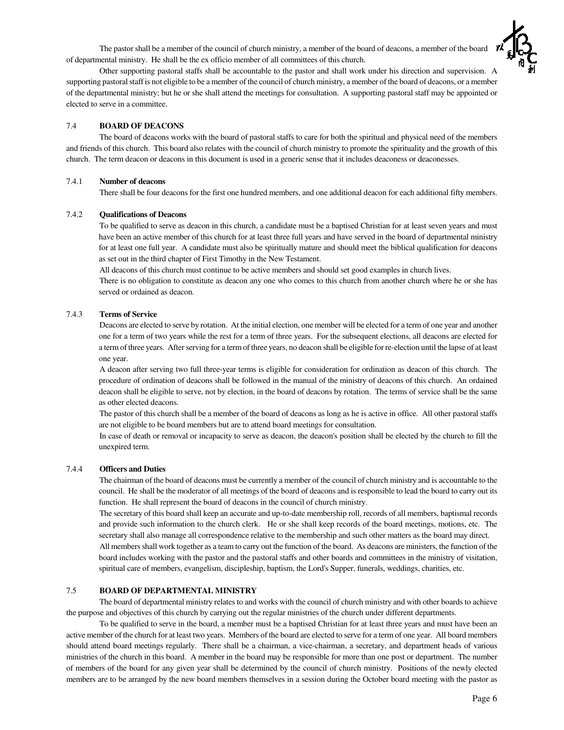The pastor shall be a member of the council of church ministry, a member of the board of deacons, a member of the board of departmental ministry. He shall be the ex officio member of all committees of this church.

Other supporting pastoral staffs shall be accountable to the pastor and shall work under his direction and supervision. A supporting pastoral staff is not eligible to be a member of the council of church ministry, a member of the board of deacons, or a member of the departmental ministry; but he or she shall attend the meetings for consultation. A supporting pastoral staff may be appointed or elected to serve in a committee.

### 7.4 BOARD OF DEACONS

The board of deacons works with the board of pastoral staffs to care for both the spiritual and physical need of the members and friends of this church. This board also relates with the council of church ministry to promote the spirituality and the growth of this church. The term deacon or deacons in this document is used in a generic sense that it includes deaconess or deaconesses.

#### 7.4.1 Number of deacons

There shall be four deacons for the first one hundred members, and one additional deacon for each additional fifty members.

#### 7.4.2 Qualifications of Deacons

To be qualified to serve as deacon in this church, a candidate must be a baptised Christian for at least seven years and must have been an active member of this church for at least three full years and have served in the board of departmental ministry for at least one full year. A candidate must also be spiritually mature and should meet the biblical qualification for deacons as set out in the third chapter of First Timothy in the New Testament.

All deacons of this church must continue to be active members and should set good examples in church lives.

There is no obligation to constitute as deacon any one who comes to this church from another church where he or she has served or ordained as deacon.

#### 7.4.3 Terms of Service

Deacons are elected to serve by rotation. At the initial election, one member will be elected for a term of one year and another one for a term of two years while the rest for a term of three years. For the subsequent elections, all deacons are elected for a term of three years. After serving for a term of three years, no deacon shall be eligible for re-election until the lapse of at least one year.

A deacon after serving two full three-year terms is eligible for consideration for ordination as deacon of this church. The procedure of ordination of deacons shall be followed in the manual of the ministry of deacons of this church. An ordained deacon shall be eligible to serve, not by election, in the board of deacons by rotation. The terms of service shall be the same as other elected deacons.

The pastor of this church shall be a member of the board of deacons as long as he is active in office. All other pastoral staffs are not eligible to be board members but are to attend board meetings for consultation.

In case of death or removal or incapacity to serve as deacon, the deacon's position shall be elected by the church to fill the unexpired term.

#### 7.4.4 Officers and Duties

The chairman of the board of deacons must be currently a member of the council of church ministry and is accountable to the council. He shall be the moderator of all meetings of the board of deacons and is responsible to lead the board to carry out its function. He shall represent the board of deacons in the council of church ministry.

The secretary of this board shall keep an accurate and up-to-date membership roll, records of all members, baptismal records and provide such information to the church clerk. He or she shall keep records of the board meetings, motions, etc. The secretary shall also manage all correspondence relative to the membership and such other matters as the board may direct.

All members shall work together as a team to carry out the function of the board. As deacons are ministers, the function of the board includes working with the pastor and the pastoral staffs and other boards and committees in the ministry of visitation, spiritual care of members, evangelism, discipleship, baptism, the Lord's Supper, funerals, weddings, charities, etc.

### 7.5 BOARD OF DEPARTMENTAL MINISTRY

The board of departmental ministry relates to and works with the council of church ministry and with other boards to achieve the purpose and objectives of this church by carrying out the regular ministries of the church under different departments.

To be qualified to serve in the board, a member must be a baptised Christian for at least three years and must have been an active member of the church for at least two years. Members of the board are elected to serve for a term of one year. All board members should attend board meetings regularly. There shall be a chairman, a vice-chairman, a secretary, and department heads of various ministries of the church in this board. A member in the board may be responsible for more than one post or department. The number of members of the board for any given year shall be determined by the council of church ministry. Positions of the newly elected members are to be arranged by the new board members themselves in a session during the October board meeting with the pastor as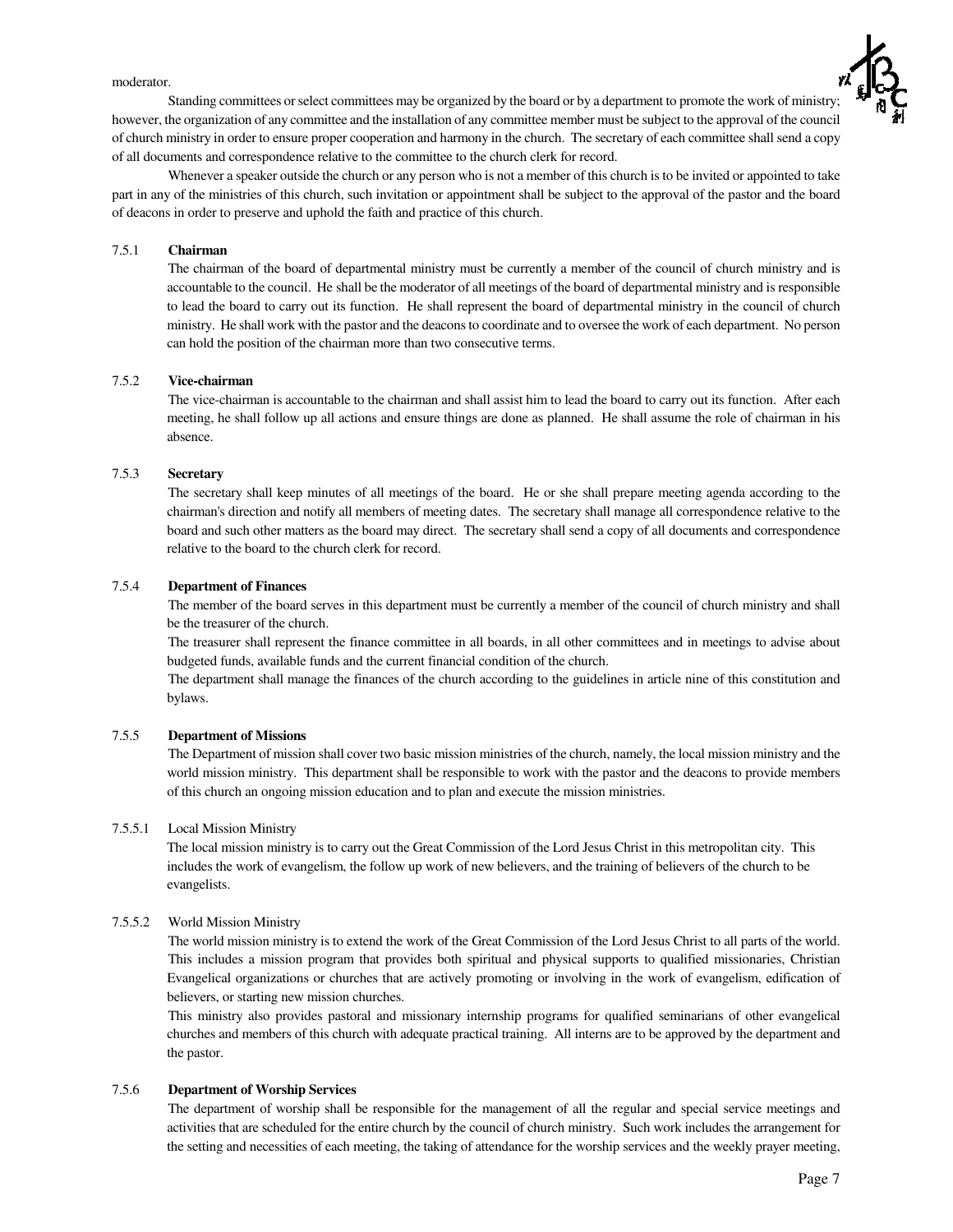moderator.

Standing committees or select committees may be organized by the board or by a department to promote the work of ministry; however, the organization of any committee and the installation of any committee member must be subject to the approval of the council of church ministry in order to ensure proper cooperation and harmony in the church. The secretary of each committee shall send a copy of all documents and correspondence relative to the committee to the church clerk for record.

Whenever a speaker outside the church or any person who is not a member of this church is to be invited or appointed to take part in any of the ministries of this church, such invitation or appointment shall be subject to the approval of the pastor and the board of deacons in order to preserve and uphold the faith and practice of this church.

7.5.1 **Chairman**

The chairman of the board of departmental ministry must be currently a member of the council of church ministry and is accountable to the council. He shall be the moderator of all meetings of the board of departmental ministry and is responsible to lead the board to carry out its function. He shall represent the board of departmental ministry in the council of church ministry. He shall work with the pastor and the deacons to coordinate and to oversee the work of each department. No person can hold the position of the chairman more than two consecutive terms.

7.5.2 **Vice-chairman**

The vice-chairman is accountable to the chairman and shall assist him to lead the board to carry out its function. After each meeting, he shall follow up all actions and ensure things are done as planned. He shall assume the role of chairman in his absence.

7.5.3 **Secretary**

The secretary shall keep minutes of all meetings of the board. He or she shall prepare meeting agenda according to the chairman's direction and notify all members of meeting dates. The secretary shall manage all correspondence relative to the board and such other matters as the board may direct. The secretary shall send a copy of all documents and correspondence relative to the board to the church clerk for record.

7.5.4 **Department of Finances**

The member of the board serves in this department must be currently a member of the council of church ministry and shall be the treasurer of the church.

The treasurer shall represent the finance committee in all boards, in all other committees and in meetings to advise about budgeted funds, available funds and the current financial condition of the church.

The department shall manage the finances of the church according to the guidelines in article nine of this constitution and bylaws.

7.5.5 **Department of Missions**

The Department of mission shall cover two basic mission ministries of the church, namely, the local mission ministry and the world mission ministry. This department shall be responsible to work with the pastor and the deacons to provide members of this church an ongoing mission education and to plan and execute the mission ministries.

7.5.5.1 Local Mission Ministry

The local mission ministry is to carry out the Great Commission of the Lord Jesus Christ in this metropolitan city. This includes the work of evangelism, the follow up work of new believers, and the training of believers of the church to be evangelists.

7.5.5.2 World Mission Ministry

The world mission ministry is to extend the work of the Great Commission of the Lord Jesus Christ to all parts of the world. This includes a mission program that provides both spiritual and physical supports to qualified missionaries, Christian Evangelical organizations or churches that are actively promoting or involving in the work of evangelism, edification of believers, or starting new mission churches.

This ministry also provides pastoral and missionary internship programs for qualified seminarians of other evangelical churches and members of this church with adequate practical training. All interns are to be approved by the department and the pastor.

7.5.6 **Department of Worship Services**

The department of worship shall be responsible for the management of all the regular and special service meetings and activities that are scheduled for the entire church by the council of church ministry. Such work includes the arrangement for the setting and necessities of each meeting, the taking of attendance for the worship services and the weekly prayer meeting,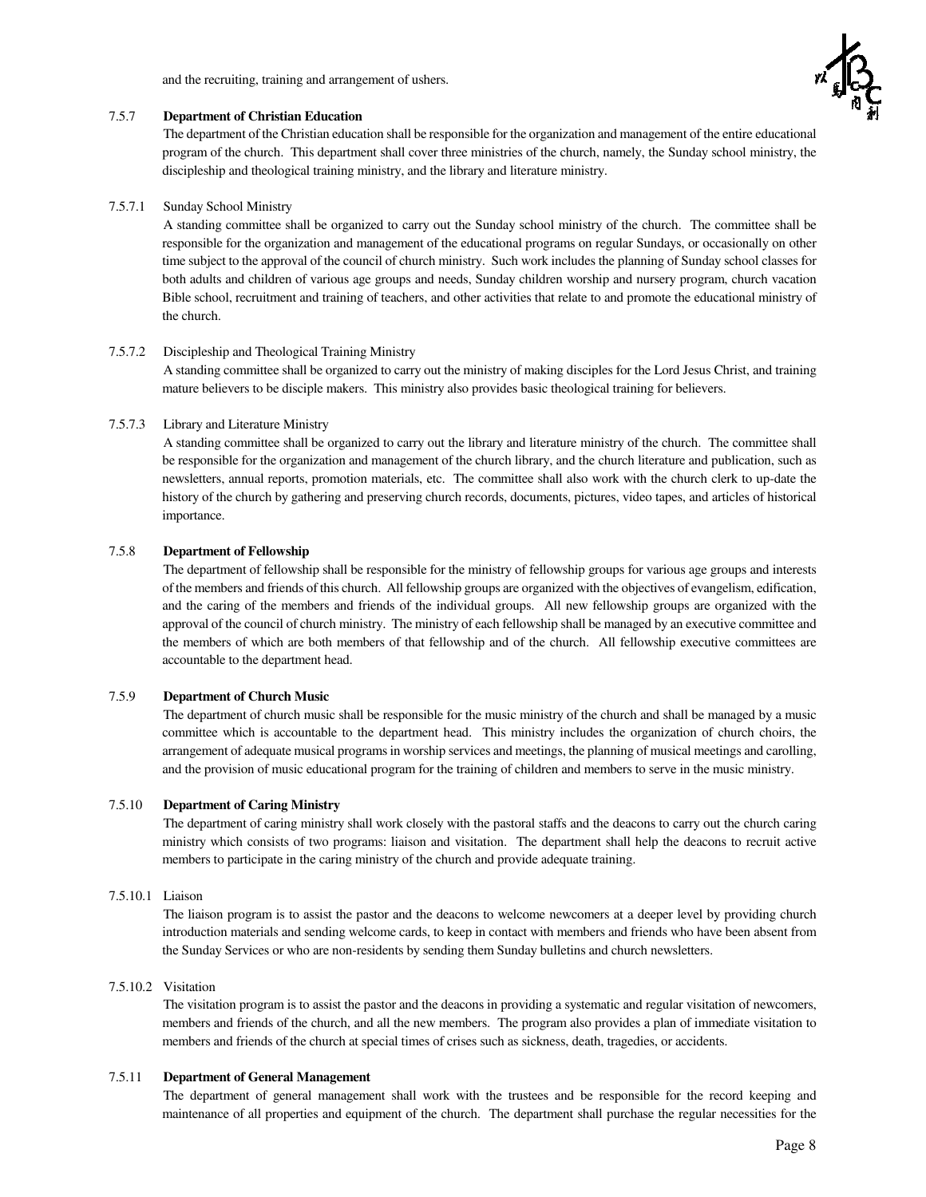and the recruiting, training and arrangement of ushers.

7.5.7 **Department of Christian Education**

The department of the Christian education shall be responsible for the organization and management of the entire educational program of the church. This department shall cover three ministries of the church, namely, the Sunday school ministry, the discipleship and theological training ministry, and the library and literature ministry.

7.5.7.1 Sunday School Ministry

A standing committee shall be organized to carry out the Sunday school ministry of the church. The committee shall be responsible for the organization and management of the educational programs on regular Sundays, or occasionally on other time subject to the approval of the council of church ministry. Such work includes the planning of Sunday school classes for both adults and children of various age groups and needs, Sunday children worship and nursery program, church vacation Bible school, recruitment and training of teachers, and other activities that relate to and promote the educational ministry of the church.

7.5.7.2 Discipleship and Theological Training Ministry

A standing committee shall be organized to carry out the ministry of making disciples for the Lord Jesus Christ, and training mature believers to be disciple makers. This ministry also provides basic theological training for believers.

7.5.7.3 Library and Literature Ministry

A standing committee shall be organized to carry out the library and literature ministry of the church. The committee shall be responsible for the organization and management of the church library, and the church literature and publication, such as newsletters, annual reports, promotion materials, etc. The committee shall also work with the church clerk to up-date the history of the church by gathering and preserving church records, documents, pictures, video tapes, and articles of historical importance.

7.5.8 **Department of Fellowship**

The department of fellowship shall be responsible for the ministry of fellowship groups for various age groups and interests of the members and friends of this church. All fellowship groups are organized with the objectives of evangelism, edification, and the caring of the members and friends of the individual groups. All new fellowship groups are organized with the approval of the council of church ministry. The ministry of each fellowship shall be managed by an executive committee and the members of which are both members of that fellowship and of the church. All fellowship executive committees are accountable to the department head.

7.5.9 **Department of Church Music**

The department of church music shall be responsible for the music ministry of the church and shall be managed by a music committee which is accountable to the department head. This ministry includes the organization of church choirs, the arrangement of adequate musical programs in worship services and meetings, the planning of musical meetings and carolling, and the provision of music educational program for the training of children and members to serve in the music ministry.

7.5.10 **Department of Caring Ministry**

The department of caring ministry shall work closely with the pastoral staffs and the deacons to carry out the church caring ministry which consists of two programs: liaison and visitation. The department shall help the deacons to recruit active members to participate in the caring ministry of the church and provide adequate training.

7.5.10.1 Liaison

The liaison program is to assist the pastor and the deacons to welcome newcomers at a deeper level by providing church introduction materials and sending welcome cards, to keep in contact with members and friends who have been absent from the Sunday Services or who are non-residents by sending them Sunday bulletins and church newsletters.

7.5.10.2 Visitation

The visitation program is to assist the pastor and the deacons in providing a systematic and regular visitation of newcomers, members and friends of the church, and all the new members. The program also provides a plan of immediate visitation to members and friends of the church at special times of crises such as sickness, death, tragedies, or accidents.

7.5.11 **Department of General Management**

The department of general management shall work with the trustees and be responsible for the record keeping and maintenance of all properties and equipment of the church. The department shall purchase the regular necessities for the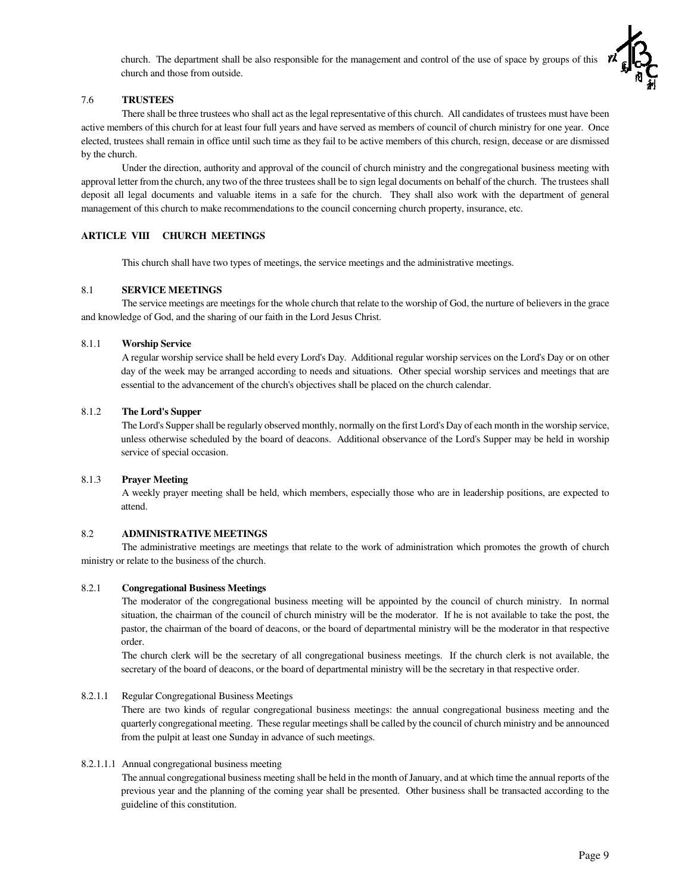church. The department shall be also responsible for the management and control of the use of space by groups of this church and those from outside.

### 7.6 TRUSTEES

There shall be three trustees who shall act as the legal representative of this church. All candidates of trustees must have been active members of this church for at least four full years and have served as members of council of church ministry for one year. Once elected, trustees shall remain in office until such time as they fail to be active members of this church, resign, decease or are dismissed by the church.

Under the direction, authority and approval of the council of church ministry and the congregational business meeting with approval letter from the church, any two of the three trustees shall be to sign legal documents on behalf of the church. The trustees shall deposit all legal documents and valuable items in a safe for the church. They shall also work with the department of general management of this church to make recommendations to the council concerning church property, insurance, etc.

## ARTICLE VIII CHURCH MEETINGS

This church shall have two types of meetings, the service meetings and the administrative meetings.

### 8.1 SERVICE MEETINGS

The service meetings are meetings for the whole church that relate to the worship of God, the nurture of believers in the grace and knowledge of God, and the sharing of our faith in the Lord Jesus Christ.

#### 8.1.1 Worship Service

A regular worship service shall be held every Lord's Day. Additional regular worship services on the Lord's Day or on other day of the week may be arranged according to needs and situations. Other special worship services and meetings that are essential to the advancement of the church's objectives shall be placed on the church calendar.

#### 8.1.2 The Lord's Supper

The Lord's Supper shall be regularly observed monthly, normally on the first Lord's Day of each month in the worship service, unless otherwise scheduled by the board of deacons. Additional observance of the Lord's Supper may be held in worship service of special occasion.

#### 8.1.3 Prayer Meeting

A weekly prayer meeting shall be held, which members, especially those who are in leadership positions, are expected to attend.

### 8.2 ADMINISTRATIVE MEETINGS

The administrative meetings are meetings that relate to the work of administration which promotes the growth of church ministry or relate to the business of the church.

#### 8.2.1 Congregational Business Meetings

The moderator of the congregational business meeting will be appointed by the council of church ministry. In normal situation, the chairman of the council of church ministry will be the moderator. If he is not available to take the post, the pastor, the chairman of the board of deacons, or the board of departmental ministry will be the moderator in that respective order.

The church clerk will be the secretary of all congregational business meetings. If the church clerk is not available, the secretary of the board of deacons, or the board of departmental ministry will be the secretary in that respective order.

8.2.1.1 Regular Congregational Business Meetings

There are two kinds of regular congregational business meetings: the annual congregational business meeting and the quarterly congregational meeting. These regular meetings shall be called by the council of church ministry and be announced from the pulpit at least one Sunday in advance of such meetings.

8.2.1.1.1 Annual congregational business meeting

The annual congregational business meeting shall be held in the month of January, and at which time the annual reports of the previous year and the planning of the coming year shall be presented. Other business shall be transacted according to the guideline of this constitution.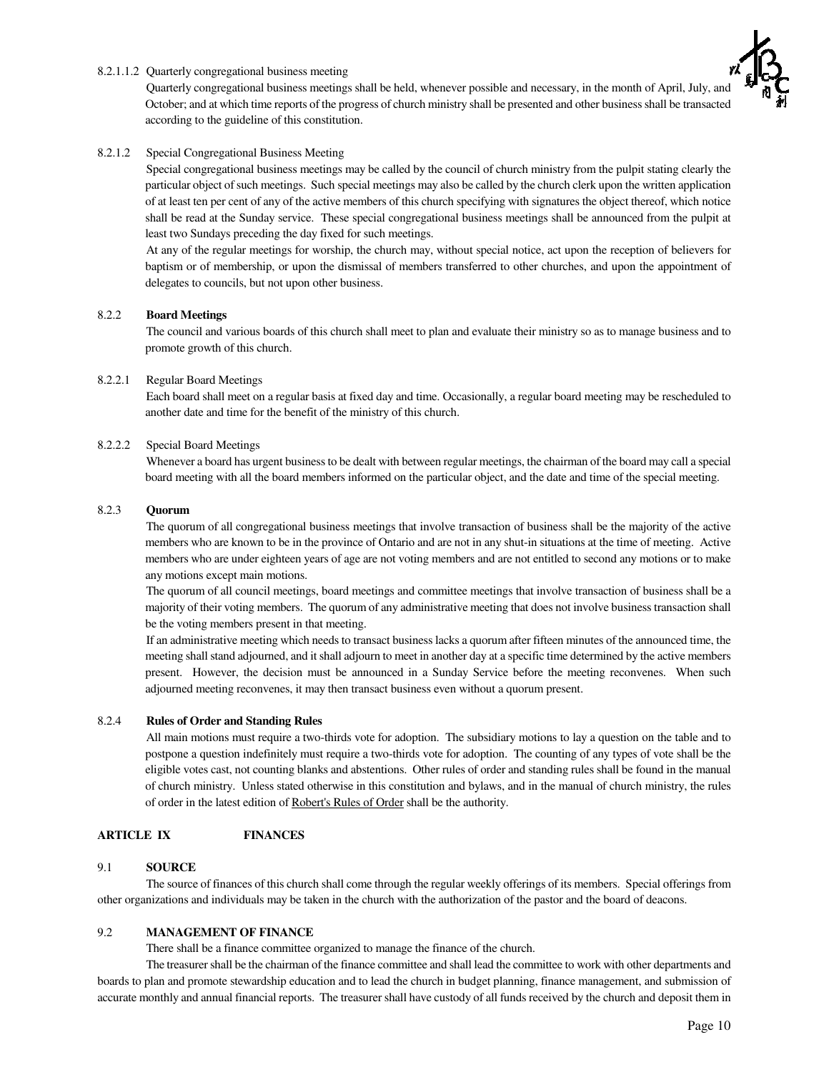8.2.1.1.2 Quarterly congregational business meeting

Quarterly congregational business meetings shall be held, whenever possible and necessary, in the month of April, July, and October; and at which time reports of the progress of church ministry shall be presented and other business shall be transacted according to the guideline of this constitution.

8.2.1.2 Special Congregational Business Meeting

Special congregational business meetings may be called by the council of church ministry from the pulpit stating clearly the particular object of such meetings. Such special meetings may also be called by the church clerk upon the written application of at least ten per cent of any of the active members of this church specifying with signatures the object thereof, which notice shall be read at the Sunday service. These special congregational business meetings shall be announced from the pulpit at least two Sundays preceding the day fixed for such meetings.

At any of the regular meetings for worship, the church may, without special notice, act upon the reception of believers for baptism or of membership, or upon the dismissal of members transferred to other churches, and upon the appointment of delegates to councils, but not upon other business.

8.2.2 **Board Meetings**

The council and various boards of this church shall meet to plan and evaluate their ministry so as to manage business and to promote growth of this church.

8.2.2.1 Regular Board Meetings

Each board shall meet on a regular basis at fixed day and time. Occasionally, a regular board meeting may be rescheduled to another date and time for the benefit of the ministry of this church.

8.2.2.2 Special Board Meetings

Whenever a board has urgent business to be dealt with between regular meetings, the chairman of the board may call a special board meeting with all the board members informed on the particular object, and the date and time of the special meeting.

8.2.3 **Quorum**

The quorum of all congregational business meetings that involve transaction of business shall be the majority of the active members who are known to be in the province of Ontario and are not in any shut-in situations at the time of meeting. Active members who are under eighteen years of age are not voting members and are not entitled to second any motions or to make any motions except main motions.

The quorum of all council meetings, board meetings and committee meetings that involve transaction of business shall be a majority of their voting members. The quorum of any administrative meeting that does not involve business transaction shall be the voting members present in that meeting.

If an administrative meeting which needs to transact business lacks a quorum after fifteen minutes of the announced time, the meeting shall stand adjourned, and it shall adjourn to meet in another day at a specific time determined by the active members present. However, the decision must be announced in a Sunday Service before the meeting reconvenes. When such adjourned meeting reconvenes, it may then transact business even without a quorum present.

8.2.4 **Rules of Order and Standing Rules**

All main motions must require a two-thirds vote for adoption. The subsidiary motions to lay a question on the table and to postpone a question indefinitely must require a two-thirds vote for adoption. The counting of any types of vote shall be the eligible votes cast, not counting blanks and abstentions. Other rules of order and standing rules shall be found in the manual of church ministry. Unless stated otherwise in this constitution and bylaws, and in the manual of church ministry, the rules of order in the latest edition of Robert's Rules of Order shall be the authority.

## ARTICLE IX FINANCES

9.1 **SOURCE**

The source of finances of this church shall come through the regular weekly offerings of its members. Special offerings from other organizations and individuals may be taken in the church with the authorization of the pastor and the board of deacons.

9.2 **MANAGEMENT OF FINANCE**

There shall be a finance committee organized to manage the finance of the church.

The treasurer shall be the chairman of the finance committee and shall lead the committee to work with other departments and boards to plan and promote stewardship education and to lead the church in budget planning, finance management, and submission of accurate monthly and annual financial reports. The treasurer shall have custody of all funds received by the church and deposit them in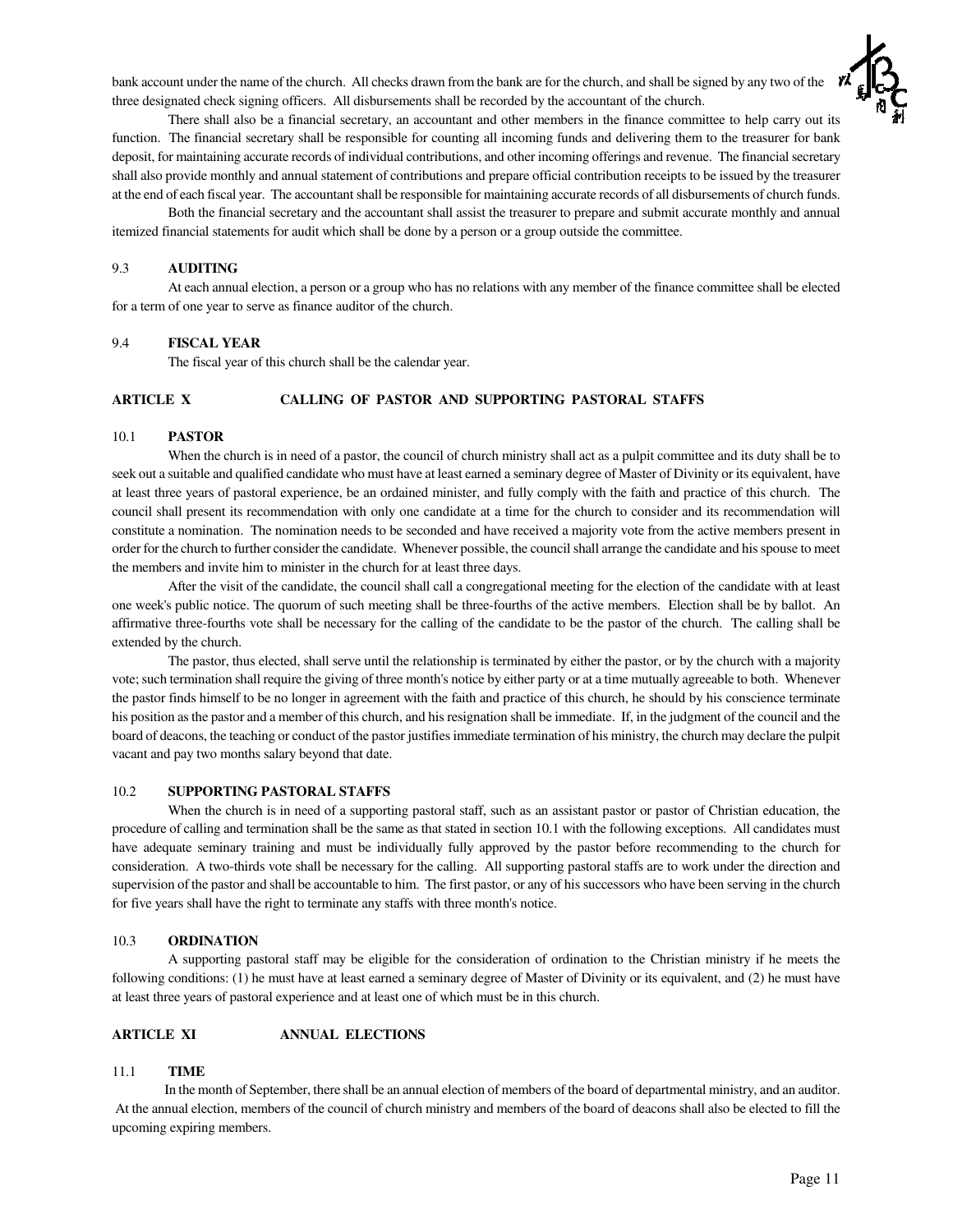bank account under the name of the church. All checks drawn from the bank are for the church, and shall be signed by any two of the three designated check signing officers. All disbursements shall be recorded by the accountant of the church.

There shall also be a financial secretary, an accountant and other members in the finance committee to help carry out its function. The financial secretary shall be responsible for counting all incoming funds and delivering them to the treasurer for bank deposit, for maintaining accurate records of individual contributions, and other incoming offerings and revenue. The financial secretary shall also provide monthly and annual statement of contributions and prepare official contribution receipts to be issued by the treasurer at the end of each fiscal year. The accountant shall be responsible for maintaining accurate records of all disbursements of church funds.

Both the financial secretary and the accountant shall assist the treasurer to prepare and submit accurate monthly and annual itemized financial statements for audit which shall be done by a person or a group outside the committee.

### 9.3 **AUDITING**

At each annual election, a person or a group who has no relations with any member of the finance committee shall be elected for a term of one year to serve as finance auditor of the church.

### 9.4 **FISCAL YEAR**

The fiscal year of this church shall be the calendar year.

## ARTICLE X CALLING OF PASTOR AND SUPPORTING PASTORAL STAFFS

### 10.1 **PASTOR**

When the church is in need of a pastor, the council of church ministry shall act as a pulpit committee and its duty shall be to seek out a suitable and qualified candidate who must have at least earned a seminary degree of Master of Divinity or its equivalent, have at least three years of pastoral experience, be an ordained minister, and fully comply with the faith and practice of this church. The council shall present its recommendation with only one candidate at a time for the church to consider and its recommendation will constitute a nomination. The nomination needs to be seconded and have received a majority vote from the active members present in order for the church to further consider the candidate. Whenever possible, the council shall arrange the candidate and his spouse to meet the members and invite him to minister in the church for at least three days.

After the visit of the candidate, the council shall call a congregational meeting for the election of the candidate with at least one week's public notice. The quorum of such meeting shall be three-fourths of the active members. Election shall be by ballot. An affirmative three-fourths vote shall be necessary for the calling of the candidate to be the pastor of the church. The calling shall be extended by the church.

The pastor, thus elected, shall serve until the relationship is terminated by either the pastor, or by the church with a majority vote; such termination shall require the giving of three month's notice by either party or at a time mutually agreeable to both. Whenever the pastor finds himself to be no longer in agreement with the faith and practice of this church, he should by his conscience terminate his position as the pastor and a member of this church, and his resignation shall be immediate. If, in the judgment of the council and the board of deacons, the teaching or conduct of the pastor justifies immediate termination of his ministry, the church may declare the pulpit vacant and pay two months salary beyond that date.

### 10.2 **SUPPORTING PASTORAL STAFFS**

When the church is in need of a supporting pastoral staff, such as an assistant pastor or pastor of Christian education, the procedure of calling and termination shall be the same as that stated in section 10.1 with the following exceptions. All candidates must have adequate seminary training and must be individually fully approved by the pastor before recommending to the church for consideration. A two-thirds vote shall be necessary for the calling. All supporting pastoral staffs are to work under the direction and supervision of the pastor and shall be accountable to him. The first pastor, or any of his successors who have been serving in the church for five years shall have the right to terminate any staffs with three month's notice.

### 10.3 **ORDINATION**

A supporting pastoral staff may be eligible for the consideration of ordination to the Christian ministry if he meets the following conditions: (1) he must have at least earned a seminary degree of Master of Divinity or its equivalent, and (2) he must have at least three years of pastoral experience and at least one of which must be in this church.

## ARTICLE XI ANNUAL ELECTIONS

### 11.1 **TIME**

In the month of September, there shall be an annual election of members of the board of departmental ministry, and an auditor. At the annual election, members of the council of church ministry and members of the board of deacons shall also be elected to fill the upcoming expiring members.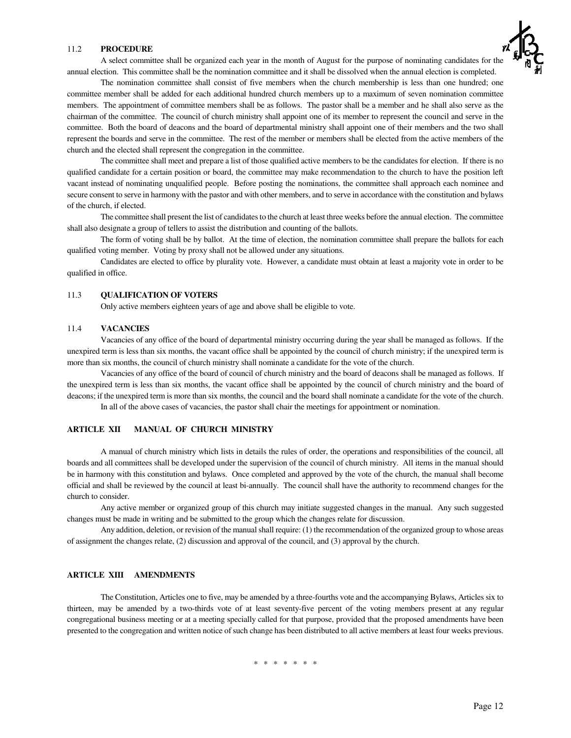### 11.2 PROCEDURE

A select committee shall be organized each year in the month of August for the purpose of nominating candidates for the annual election. This committee shall be the nomination committee and it shall be dissolved when the annual election is completed.

The nomination committee shall consist of five members when the church membership is less than one hundred; one committee member shall be added for each additional hundred church members up to a maximum of seven nomination committee members. The appointment of committee members shall be as follows. The pastor shall be a member and he shall also serve as the chairman of the committee. The council of church ministry shall appoint one of its member to represent the council and serve in the committee. Both the board of deacons and the board of departmental ministry shall appoint one of their members and the two shall represent the boards and serve in the committee. The rest of the member or members shall be elected from the active members of the church and the elected shall represent the congregation in the committee.

The committee shall meet and prepare a list of those qualified active members to be the candidates for election. If there is no qualified candidate for a certain position or board, the committee may make recommendation to the church to have the position left vacant instead of nominating unqualified people. Before posting the nominations, the committee shall approach each nominee and secure consent to serve in harmony with the pastor and with other members, and to serve in accordance with the constitution and bylaws of the church, if elected.

The committee shall present the list of candidates to the church at least three weeks before the annual election. The committee shall also designate a group of tellers to assist the distribution and counting of the ballots.

The form of voting shall be by ballot. At the time of election, the nomination committee shall prepare the ballots for each qualified voting member. Voting by proxy shall not be allowed under any situations.

Candidates are elected to office by plurality vote. However, a candidate must obtain at least a majority vote in order to be qualified in office.

### 11.3 QUALIFICATION OF VOTERS

Only active members eighteen years of age and above shall be eligible to vote.

### 11.4 VACANCIES

Vacancies of any office of the board of departmental ministry occurring during the year shall be managed as follows. If the unexpired term is less than six months, the vacant office shall be appointed by the council of church ministry; if the unexpired term is more than six months, the council of church ministry shall nominate a candidate for the vote of the church.

Vacancies of any office of the board of council of church ministry and the board of deacons shall be managed as follows. If the unexpired term is less than six months, the vacant office shall be appointed by the council of church ministry and the board of deacons; if the unexpired term is more than six months, the council and the board shall nominate a candidate for the vote of the church.

In all of the above cases of vacancies, the pastor shall chair the meetings for appointment or nomination.

## ARTICLE XII MANUAL OF CHURCH MINISTRY

A manual of church ministry which lists in details the rules of order, the operations and responsibilities of the council, all boards and all committees shall be developed under the supervision of the council of church ministry. All items in the manual should be in harmony with this constitution and bylaws. Once completed and approved by the vote of the church, the manual shall become official and shall be reviewed by the council at least bi-annually. The council shall have the authority to recommend changes for the church to consider.

Any active member or organized group of this church may initiate suggested changes in the manual. Any such suggested changes must be made in writing and be submitted to the group which the changes relate for discussion.

Any addition, deletion, or revision of the manual shall require: (1) the recommendation of the organized group to whose areas of assignment the changes relate, (2) discussion and approval of the council, and (3) approval by the church.

## ARTICLE XIII AMENDMENTS

The Constitution, Articles one to five, may be amended by a three-fourths vote and the accompanying Bylaws, Articles six to thirteen, may be amended by a two-thirds vote of at least seventy-five percent of the voting members present at any regular congregational business meeting or at a meeting specially called for that purpose, provided that the proposed amendments have been presented to the congregation and written notice of such change has been distributed to all active members at least four weeks previous.

\* \* \* \* \* \* \*